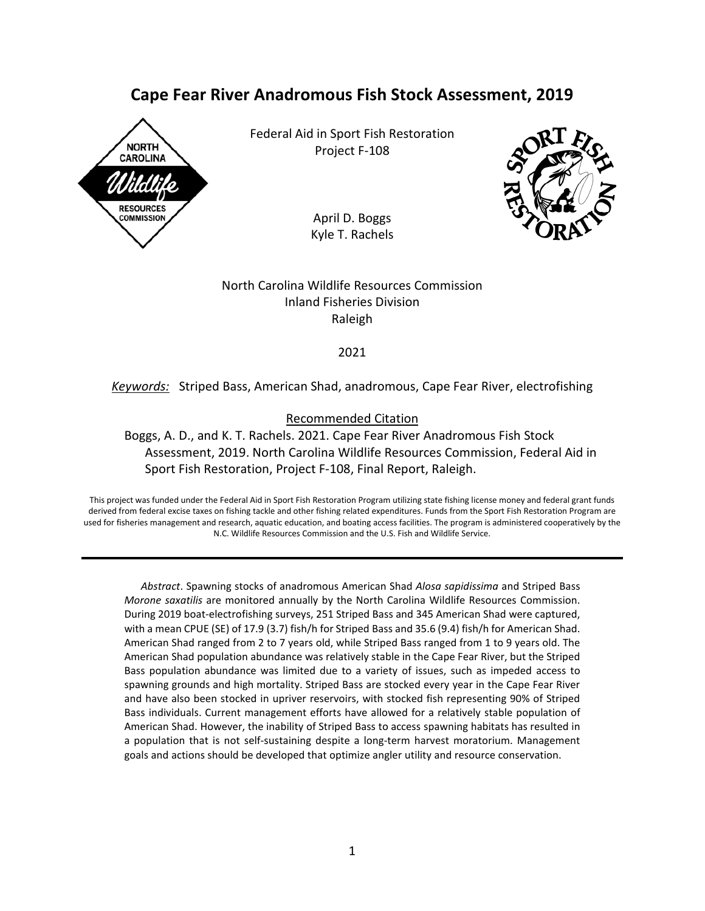# Cape Fear River Anadromous Fish Stock Assessment, 2019

Federal Aid in Sport Fish Restoration
Project F-108

April D. Boggs
Kyle T. Rachels

North Carolina Wildlife Resources Commission
Inland Fisheries Division
Raleigh

2021

*Keywords:* Striped Bass, American Shad, anadromous, Cape Fear River, electrofishing

Recommended Citation

Boggs, A. D., and K. T. Rachels. 2021. Cape Fear River Anadromous Fish Stock Assessment, 2019. North Carolina Wildlife Resources Commission, Federal Aid in Sport Fish Restoration, Project F-108, Final Report, Raleigh.

This project was funded under the Federal Aid in Sport Fish Restoration Program utilizing state fishing license money and federal grant funds derived from federal excise taxes on fishing tackle and other fishing related expenditures. Funds from the Sport Fish Restoration Program are used for fisheries management and research, aquatic education, and boating access facilities. The program is administered cooperatively by the N.C. Wildlife Resources Commission and the U.S. Fish and Wildlife Service.

---

*Abstract*. Spawning stocks of anadromous American Shad *Alosa sapidissima* and Striped Bass *Morone saxatilis* are monitored annually by the North Carolina Wildlife Resources Commission. During 2019 boat-electrofishing surveys, 251 Striped Bass and 345 American Shad were captured, with a mean CPUE (SE) of 17.9 (3.7) fish/h for Striped Bass and 35.6 (9.4) fish/h for American Shad. American Shad ranged from 2 to 7 years old, while Striped Bass ranged from 1 to 9 years old. The American Shad population abundance was relatively stable in the Cape Fear River, but the Striped Bass population abundance was limited due to a variety of issues, such as impeded access to spawning grounds and high mortality. Striped Bass are stocked every year in the Cape Fear River and have also been stocked in upriver reservoirs, with stocked fish representing 90% of Striped Bass individuals. Current management efforts have allowed for a relatively stable population of American Shad. However, the inability of Striped Bass to access spawning habitats has resulted in a population that is not self-sustaining despite a long-term harvest moratorium. Management goals and actions should be developed that optimize angler utility and resource conservation.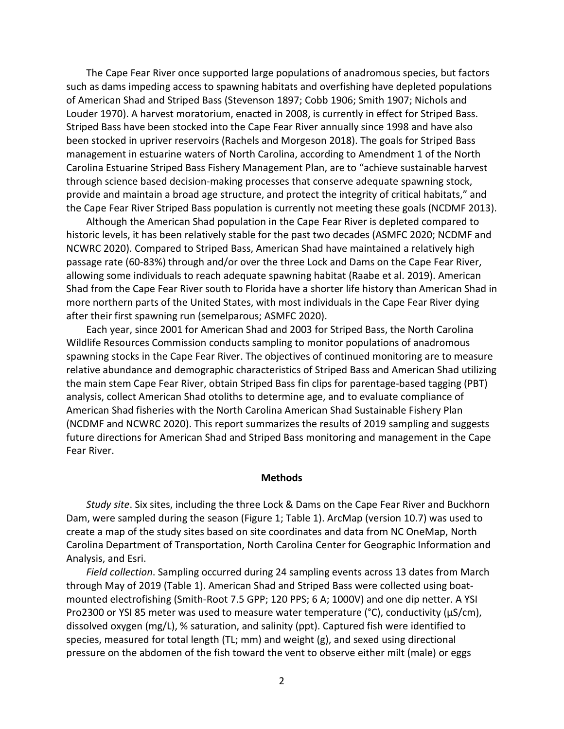The Cape Fear River once supported large populations of anadromous species, but factors such as dams impeding access to spawning habitats and overfishing have depleted populations of American Shad and Striped Bass (Stevenson 1897; Cobb 1906; Smith 1907; Nichols and Louder 1970). A harvest moratorium, enacted in 2008, is currently in effect for Striped Bass. Striped Bass have been stocked into the Cape Fear River annually since 1998 and have also been stocked in upriver reservoirs (Rachels and Morgeson 2018). The goals for Striped Bass management in estuarine waters of North Carolina, according to Amendment 1 of the North Carolina Estuarine Striped Bass Fishery Management Plan, are to "achieve sustainable harvest through science based decision-making processes that conserve adequate spawning stock, provide and maintain a broad age structure, and protect the integrity of critical habitats," and the Cape Fear River Striped Bass population is currently not meeting these goals (NCDMF 2013).

Although the American Shad population in the Cape Fear River is depleted compared to historic levels, it has been relatively stable for the past two decades (ASMFC 2020; NCDMF and NCWRC 2020). Compared to Striped Bass, American Shad have maintained a relatively high passage rate (60-83%) through and/or over the three Lock and Dams on the Cape Fear River, allowing some individuals to reach adequate spawning habitat (Raabe et al. 2019). American Shad from the Cape Fear River south to Florida have a shorter life history than American Shad in more northern parts of the United States, with most individuals in the Cape Fear River dying after their first spawning run (semelparous; ASMFC 2020).

Each year, since 2001 for American Shad and 2003 for Striped Bass, the North Carolina Wildlife Resources Commission conducts sampling to monitor populations of anadromous spawning stocks in the Cape Fear River. The objectives of continued monitoring are to measure relative abundance and demographic characteristics of Striped Bass and American Shad utilizing the main stem Cape Fear River, obtain Striped Bass fin clips for parentage-based tagging (PBT) analysis, collect American Shad otoliths to determine age, and to evaluate compliance of American Shad fisheries with the North Carolina American Shad Sustainable Fishery Plan (NCDMF and NCWRC 2020). This report summarizes the results of 2019 sampling and suggests future directions for American Shad and Striped Bass monitoring and management in the Cape Fear River.

## Methods

*Study site*. Six sites, including the three Lock & Dams on the Cape Fear River and Buckhorn Dam, were sampled during the season (Figure 1; Table 1). ArcMap (version 10.7) was used to create a map of the study sites based on site coordinates and data from NC OneMap, North Carolina Department of Transportation, North Carolina Center for Geographic Information and Analysis, and Esri.

*Field collection*. Sampling occurred during 24 sampling events across 13 dates from March through May of 2019 (Table 1). American Shad and Striped Bass were collected using boat-mounted electrofishing (Smith-Root 7.5 GPP; 120 PPS; 6 A; 1000V) and one dip netter. A YSI Pro2300 or YSI 85 meter was used to measure water temperature (°C), conductivity (µS/cm), dissolved oxygen (mg/L), % saturation, and salinity (ppt). Captured fish were identified to species, measured for total length (TL; mm) and weight (g), and sexed using directional pressure on the abdomen of the fish toward the vent to observe either milt (male) or eggs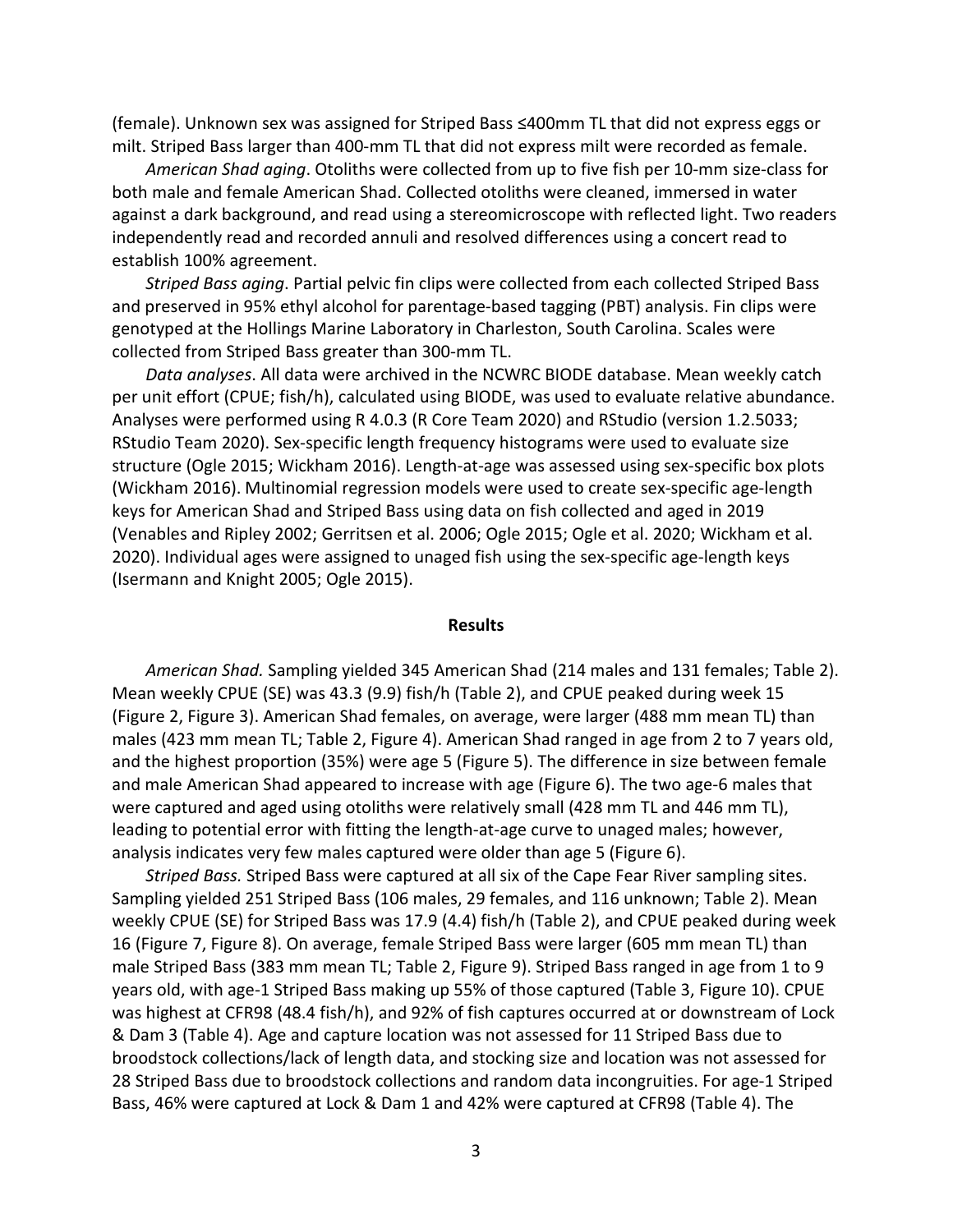(female). Unknown sex was assigned for Striped Bass ≤400mm TL that did not express eggs or milt. Striped Bass larger than 400-mm TL that did not express milt were recorded as female.

*American Shad aging*. Otoliths were collected from up to five fish per 10-mm size-class for both male and female American Shad. Collected otoliths were cleaned, immersed in water against a dark background, and read using a stereomicroscope with reflected light. Two readers independently read and recorded annuli and resolved differences using a concert read to establish 100% agreement.

*Striped Bass aging*. Partial pelvic fin clips were collected from each collected Striped Bass and preserved in 95% ethyl alcohol for parentage-based tagging (PBT) analysis. Fin clips were genotyped at the Hollings Marine Laboratory in Charleston, South Carolina. Scales were collected from Striped Bass greater than 300-mm TL.

*Data analyses*. All data were archived in the NCWRC BIODE database. Mean weekly catch per unit effort (CPUE; fish/h), calculated using BIODE, was used to evaluate relative abundance. Analyses were performed using R 4.0.3 (R Core Team 2020) and RStudio (version 1.2.5033; RStudio Team 2020). Sex-specific length frequency histograms were used to evaluate size structure (Ogle 2015; Wickham 2016). Length-at-age was assessed using sex-specific box plots (Wickham 2016). Multinomial regression models were used to create sex-specific age-length keys for American Shad and Striped Bass using data on fish collected and aged in 2019 (Venables and Ripley 2002; Gerritsen et al. 2006; Ogle 2015; Ogle et al. 2020; Wickham et al. 2020). Individual ages were assigned to unaged fish using the sex-specific age-length keys (Isermann and Knight 2005; Ogle 2015).

## Results

*American Shad.* Sampling yielded 345 American Shad (214 males and 131 females; Table 2). Mean weekly CPUE (SE) was 43.3 (9.9) fish/h (Table 2), and CPUE peaked during week 15 (Figure 2, Figure 3). American Shad females, on average, were larger (488 mm mean TL) than males (423 mm mean TL; Table 2, Figure 4). American Shad ranged in age from 2 to 7 years old, and the highest proportion (35%) were age 5 (Figure 5). The difference in size between female and male American Shad appeared to increase with age (Figure 6). The two age-6 males that were captured and aged using otoliths were relatively small (428 mm TL and 446 mm TL), leading to potential error with fitting the length-at-age curve to unaged males; however, analysis indicates very few males captured were older than age 5 (Figure 6).

*Striped Bass.* Striped Bass were captured at all six of the Cape Fear River sampling sites. Sampling yielded 251 Striped Bass (106 males, 29 females, and 116 unknown; Table 2). Mean weekly CPUE (SE) for Striped Bass was 17.9 (4.4) fish/h (Table 2), and CPUE peaked during week 16 (Figure 7, Figure 8). On average, female Striped Bass were larger (605 mm mean TL) than male Striped Bass (383 mm mean TL; Table 2, Figure 9). Striped Bass ranged in age from 1 to 9 years old, with age-1 Striped Bass making up 55% of those captured (Table 3, Figure 10). CPUE was highest at CFR98 (48.4 fish/h), and 92% of fish captures occurred at or downstream of Lock & Dam 3 (Table 4). Age and capture location was not assessed for 11 Striped Bass due to broodstock collections/lack of length data, and stocking size and location was not assessed for 28 Striped Bass due to broodstock collections and random data incongruities. For age-1 Striped Bass, 46% were captured at Lock & Dam 1 and 42% were captured at CFR98 (Table 4). The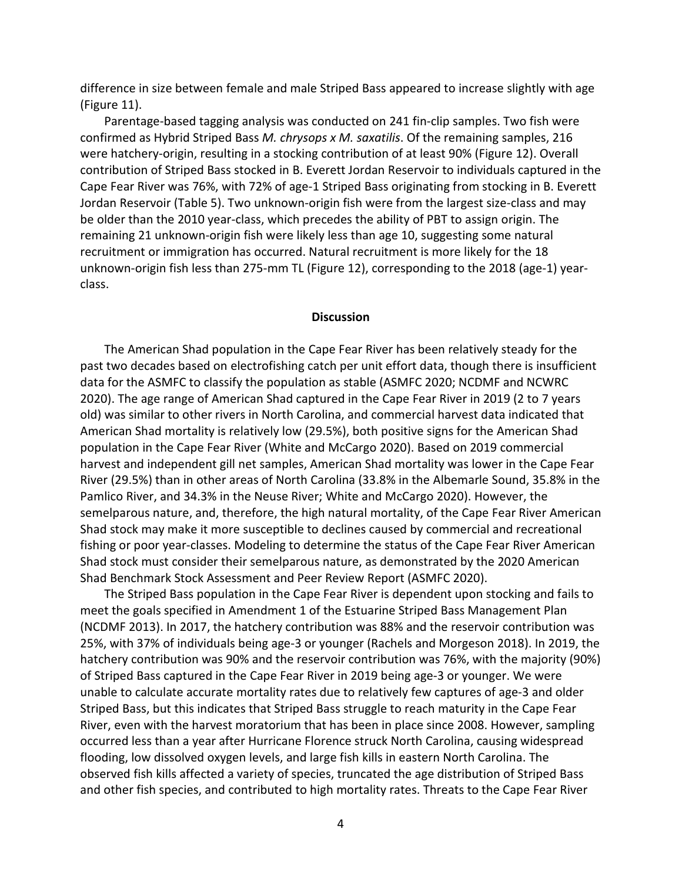difference in size between female and male Striped Bass appeared to increase slightly with age (Figure 11).

Parentage-based tagging analysis was conducted on 241 fin-clip samples. Two fish were confirmed as Hybrid Striped Bass *M. chrysops x M. saxatilis*. Of the remaining samples, 216 were hatchery-origin, resulting in a stocking contribution of at least 90% (Figure 12). Overall contribution of Striped Bass stocked in B. Everett Jordan Reservoir to individuals captured in the Cape Fear River was 76%, with 72% of age-1 Striped Bass originating from stocking in B. Everett Jordan Reservoir (Table 5). Two unknown-origin fish were from the largest size-class and may be older than the 2010 year-class, which precedes the ability of PBT to assign origin. The remaining 21 unknown-origin fish were likely less than age 10, suggesting some natural recruitment or immigration has occurred. Natural recruitment is more likely for the 18 unknown-origin fish less than 275-mm TL (Figure 12), corresponding to the 2018 (age-1) year-class.

## Discussion

The American Shad population in the Cape Fear River has been relatively steady for the past two decades based on electrofishing catch per unit effort data, though there is insufficient data for the ASMFC to classify the population as stable (ASMFC 2020; NCDMF and NCWRC 2020). The age range of American Shad captured in the Cape Fear River in 2019 (2 to 7 years old) was similar to other rivers in North Carolina, and commercial harvest data indicated that American Shad mortality is relatively low (29.5%), both positive signs for the American Shad population in the Cape Fear River (White and McCargo 2020). Based on 2019 commercial harvest and independent gill net samples, American Shad mortality was lower in the Cape Fear River (29.5%) than in other areas of North Carolina (33.8% in the Albemarle Sound, 35.8% in the Pamlico River, and 34.3% in the Neuse River; White and McCargo 2020). However, the semelparous nature, and, therefore, the high natural mortality, of the Cape Fear River American Shad stock may make it more susceptible to declines caused by commercial and recreational fishing or poor year-classes. Modeling to determine the status of the Cape Fear River American Shad stock must consider their semelparous nature, as demonstrated by the 2020 American Shad Benchmark Stock Assessment and Peer Review Report (ASMFC 2020).

The Striped Bass population in the Cape Fear River is dependent upon stocking and fails to meet the goals specified in Amendment 1 of the Estuarine Striped Bass Management Plan (NCDMF 2013). In 2017, the hatchery contribution was 88% and the reservoir contribution was 25%, with 37% of individuals being age-3 or younger (Rachels and Morgeson 2018). In 2019, the hatchery contribution was 90% and the reservoir contribution was 76%, with the majority (90%) of Striped Bass captured in the Cape Fear River in 2019 being age-3 or younger. We were unable to calculate accurate mortality rates due to relatively few captures of age-3 and older Striped Bass, but this indicates that Striped Bass struggle to reach maturity in the Cape Fear River, even with the harvest moratorium that has been in place since 2008. However, sampling occurred less than a year after Hurricane Florence struck North Carolina, causing widespread flooding, low dissolved oxygen levels, and large fish kills in eastern North Carolina. The observed fish kills affected a variety of species, truncated the age distribution of Striped Bass and other fish species, and contributed to high mortality rates. Threats to the Cape Fear River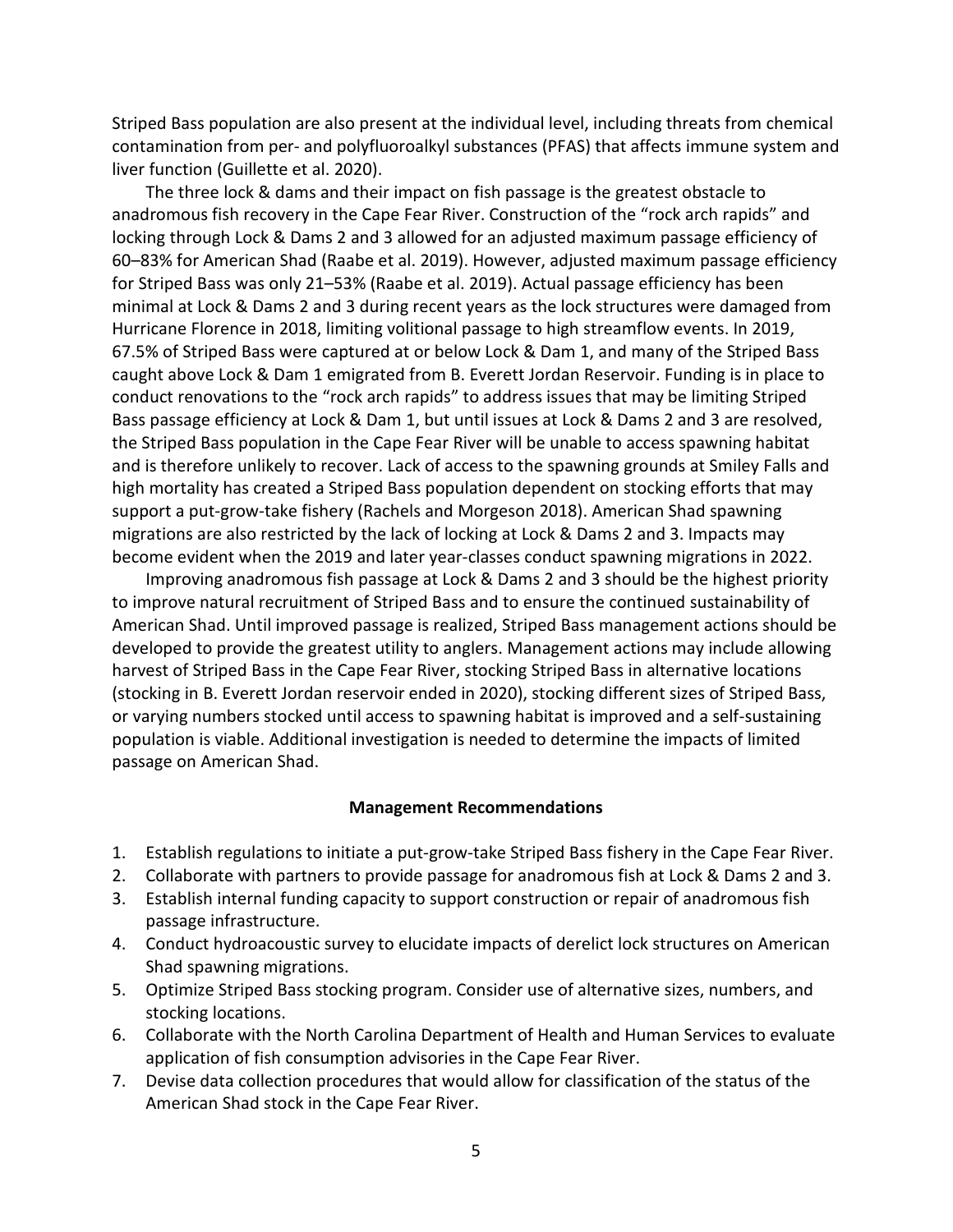Striped Bass population are also present at the individual level, including threats from chemical contamination from per- and polyfluoroalkyl substances (PFAS) that affects immune system and liver function (Guillette et al. 2020).

The three lock & dams and their impact on fish passage is the greatest obstacle to anadromous fish recovery in the Cape Fear River. Construction of the "rock arch rapids" and locking through Lock & Dams 2 and 3 allowed for an adjusted maximum passage efficiency of 60–83% for American Shad (Raabe et al. 2019). However, adjusted maximum passage efficiency for Striped Bass was only 21–53% (Raabe et al. 2019). Actual passage efficiency has been minimal at Lock & Dams 2 and 3 during recent years as the lock structures were damaged from Hurricane Florence in 2018, limiting volitional passage to high streamflow events. In 2019, 67.5% of Striped Bass were captured at or below Lock & Dam 1, and many of the Striped Bass caught above Lock & Dam 1 emigrated from B. Everett Jordan Reservoir. Funding is in place to conduct renovations to the "rock arch rapids" to address issues that may be limiting Striped Bass passage efficiency at Lock & Dam 1, but until issues at Lock & Dams 2 and 3 are resolved, the Striped Bass population in the Cape Fear River will be unable to access spawning habitat and is therefore unlikely to recover. Lack of access to the spawning grounds at Smiley Falls and high mortality has created a Striped Bass population dependent on stocking efforts that may support a put-grow-take fishery (Rachels and Morgeson 2018). American Shad spawning migrations are also restricted by the lack of locking at Lock & Dams 2 and 3. Impacts may become evident when the 2019 and later year-classes conduct spawning migrations in 2022.

Improving anadromous fish passage at Lock & Dams 2 and 3 should be the highest priority to improve natural recruitment of Striped Bass and to ensure the continued sustainability of American Shad. Until improved passage is realized, Striped Bass management actions should be developed to provide the greatest utility to anglers. Management actions may include allowing harvest of Striped Bass in the Cape Fear River, stocking Striped Bass in alternative locations (stocking in B. Everett Jordan reservoir ended in 2020), stocking different sizes of Striped Bass, or varying numbers stocked until access to spawning habitat is improved and a self-sustaining population is viable. Additional investigation is needed to determine the impacts of limited passage on American Shad.

### Management Recommendations

1. Establish regulations to initiate a put-grow-take Striped Bass fishery in the Cape Fear River.
2. Collaborate with partners to provide passage for anadromous fish at Lock & Dams 2 and 3.
3. Establish internal funding capacity to support construction or repair of anadromous fish passage infrastructure.
4. Conduct hydroacoustic survey to elucidate impacts of derelict lock structures on American Shad spawning migrations.
5. Optimize Striped Bass stocking program. Consider use of alternative sizes, numbers, and stocking locations.
6. Collaborate with the North Carolina Department of Health and Human Services to evaluate application of fish consumption advisories in the Cape Fear River.
7. Devise data collection procedures that would allow for classification of the status of the American Shad stock in the Cape Fear River.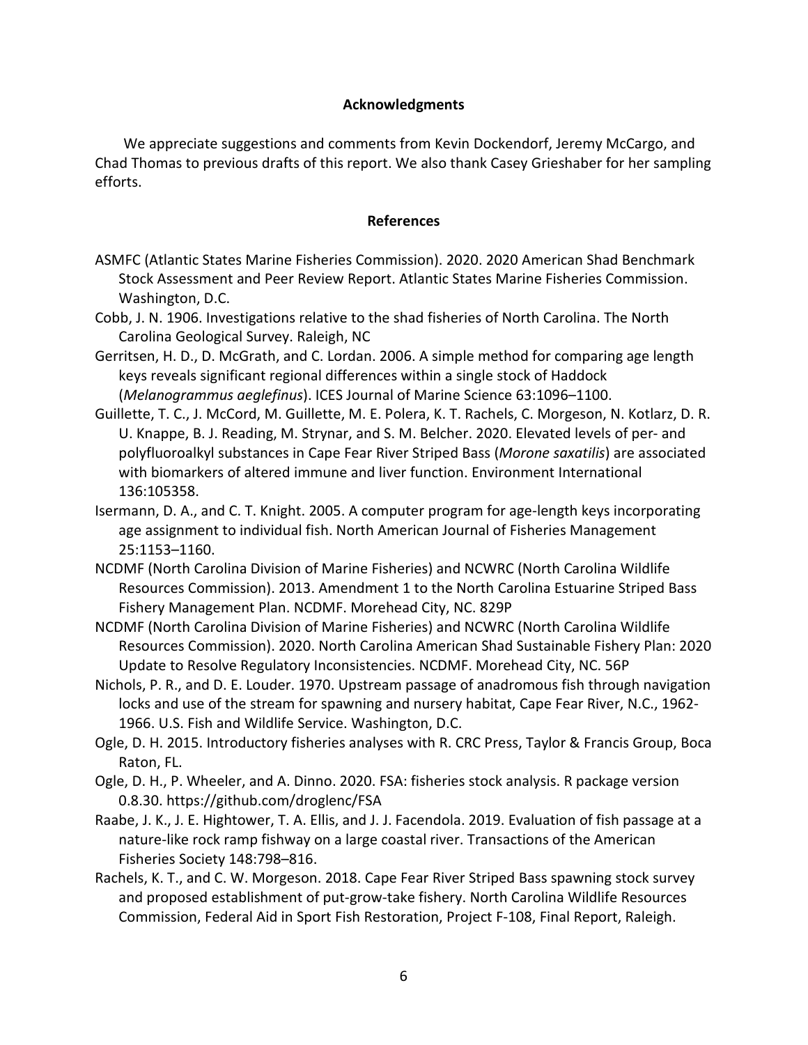## Acknowledgments

We appreciate suggestions and comments from Kevin Dockendorf, Jeremy McCargo, and Chad Thomas to previous drafts of this report. We also thank Casey Grieshaber for her sampling efforts.

## References

ASMFC (Atlantic States Marine Fisheries Commission). 2020. 2020 American Shad Benchmark Stock Assessment and Peer Review Report. Atlantic States Marine Fisheries Commission. Washington, D.C.

Cobb, J. N. 1906. Investigations relative to the shad fisheries of North Carolina. The North Carolina Geological Survey. Raleigh, NC

Gerritsen, H. D., D. McGrath, and C. Lordan. 2006. A simple method for comparing age length keys reveals significant regional differences within a single stock of Haddock (*Melanogrammus aeglefinus*). ICES Journal of Marine Science 63:1096–1100.

Guillette, T. C., J. McCord, M. Guillette, M. E. Polera, K. T. Rachels, C. Morgeson, N. Kotlarz, D. R. U. Knappe, B. J. Reading, M. Strynar, and S. M. Belcher. 2020. Elevated levels of per- and polyfluoroalkyl substances in Cape Fear River Striped Bass (*Morone saxatilis*) are associated with biomarkers of altered immune and liver function. Environment International 136:105358.

Isermann, D. A., and C. T. Knight. 2005. A computer program for age-length keys incorporating age assignment to individual fish. North American Journal of Fisheries Management 25:1153–1160.

NCDMF (North Carolina Division of Marine Fisheries) and NCWRC (North Carolina Wildlife Resources Commission). 2013. Amendment 1 to the North Carolina Estuarine Striped Bass Fishery Management Plan. NCDMF. Morehead City, NC. 829P

NCDMF (North Carolina Division of Marine Fisheries) and NCWRC (North Carolina Wildlife Resources Commission). 2020. North Carolina American Shad Sustainable Fishery Plan: 2020 Update to Resolve Regulatory Inconsistencies. NCDMF. Morehead City, NC. 56P

Nichols, P. R., and D. E. Louder. 1970. Upstream passage of anadromous fish through navigation locks and use of the stream for spawning and nursery habitat, Cape Fear River, N.C., 1962-1966. U.S. Fish and Wildlife Service. Washington, D.C.

Ogle, D. H. 2015. Introductory fisheries analyses with R. CRC Press, Taylor & Francis Group, Boca Raton, FL.

Ogle, D. H., P. Wheeler, and A. Dinno. 2020. FSA: fisheries stock analysis. R package version 0.8.30. https://github.com/droglenc/FSA

Raabe, J. K., J. E. Hightower, T. A. Ellis, and J. J. Facendola. 2019. Evaluation of fish passage at a nature-like rock ramp fishway on a large coastal river. Transactions of the American Fisheries Society 148:798–816.

Rachels, K. T., and C. W. Morgeson. 2018. Cape Fear River Striped Bass spawning stock survey and proposed establishment of put-grow-take fishery. North Carolina Wildlife Resources Commission, Federal Aid in Sport Fish Restoration, Project F-108, Final Report, Raleigh.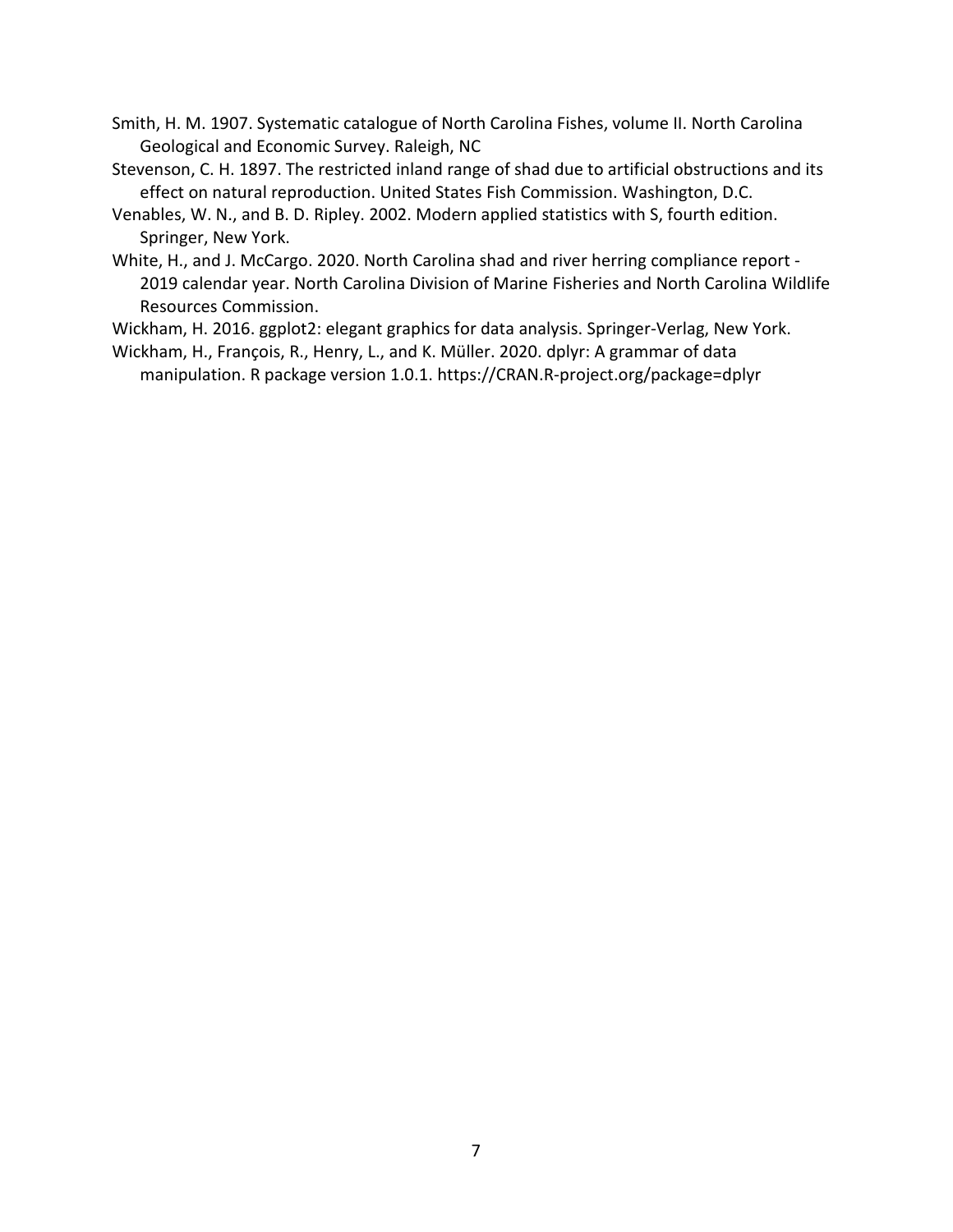Smith, H. M. 1907. Systematic catalogue of North Carolina Fishes, volume II. North Carolina Geological and Economic Survey. Raleigh, NC

Stevenson, C. H. 1897. The restricted inland range of shad due to artificial obstructions and its effect on natural reproduction. United States Fish Commission. Washington, D.C.

Venables, W. N., and B. D. Ripley. 2002. Modern applied statistics with S, fourth edition. Springer, New York.

White, H., and J. McCargo. 2020. North Carolina shad and river herring compliance report - 2019 calendar year. North Carolina Division of Marine Fisheries and North Carolina Wildlife Resources Commission.

Wickham, H. 2016. ggplot2: elegant graphics for data analysis. Springer-Verlag, New York.

Wickham, H., François, R., Henry, L., and K. Müller. 2020. dplyr: A grammar of data manipulation. R package version 1.0.1. https://CRAN.R-project.org/package=dplyr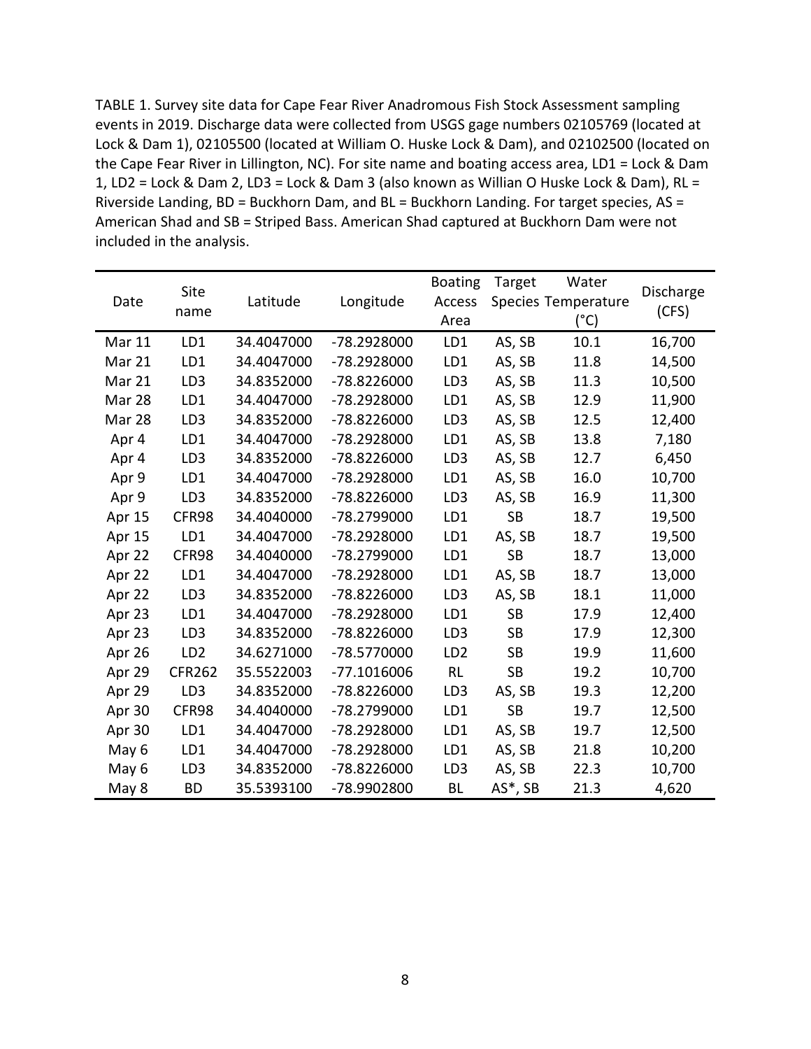TABLE 1. Survey site data for Cape Fear River Anadromous Fish Stock Assessment sampling events in 2019. Discharge data were collected from USGS gage numbers 02105769 (located at Lock & Dam 1), 02105500 (located at William O. Huske Lock & Dam), and 02102500 (located on the Cape Fear River in Lillington, NC). For site name and boating access area, LD1 = Lock & Dam 1, LD2 = Lock & Dam 2, LD3 = Lock & Dam 3 (also known as Willian O Huske Lock & Dam), RL = Riverside Landing, BD = Buckhorn Dam, and BL = Buckhorn Landing. For target species, AS = American Shad and SB = Striped Bass. American Shad captured at Buckhorn Dam were not included in the analysis.

| Date | Site name | Latitude | Longitude | Boating Access Area | Target Species | Water Temperature (°C) | Discharge (CFS) |
|---|---|---|---|---|---|---|---|
| Mar 11 | LD1 | 34.4047000 | -78.2928000 | LD1 | AS, SB | 10.1 | 16,700 |
| Mar 21 | LD1 | 34.4047000 | -78.2928000 | LD1 | AS, SB | 11.8 | 14,500 |
| Mar 21 | LD3 | 34.8352000 | -78.8226000 | LD3 | AS, SB | 11.3 | 10,500 |
| Mar 28 | LD1 | 34.4047000 | -78.2928000 | LD1 | AS, SB | 12.9 | 11,900 |
| Mar 28 | LD3 | 34.8352000 | -78.8226000 | LD3 | AS, SB | 12.5 | 12,400 |
| Apr 4 | LD1 | 34.4047000 | -78.2928000 | LD1 | AS, SB | 13.8 | 7,180 |
| Apr 4 | LD3 | 34.8352000 | -78.8226000 | LD3 | AS, SB | 12.7 | 6,450 |
| Apr 9 | LD1 | 34.4047000 | -78.2928000 | LD1 | AS, SB | 16.0 | 10,700 |
| Apr 9 | LD3 | 34.8352000 | -78.8226000 | LD3 | AS, SB | 16.9 | 11,300 |
| Apr 15 | CFR98 | 34.4040000 | -78.2799000 | LD1 | SB | 18.7 | 19,500 |
| Apr 15 | LD1 | 34.4047000 | -78.2928000 | LD1 | AS, SB | 18.7 | 19,500 |
| Apr 22 | CFR98 | 34.4040000 | -78.2799000 | LD1 | SB | 18.7 | 13,000 |
| Apr 22 | LD1 | 34.4047000 | -78.2928000 | LD1 | AS, SB | 18.7 | 13,000 |
| Apr 22 | LD3 | 34.8352000 | -78.8226000 | LD3 | AS, SB | 18.1 | 11,000 |
| Apr 23 | LD1 | 34.4047000 | -78.2928000 | LD1 | SB | 17.9 | 12,400 |
| Apr 23 | LD3 | 34.8352000 | -78.8226000 | LD3 | SB | 17.9 | 12,300 |
| Apr 26 | LD2 | 34.6271000 | -78.5770000 | LD2 | SB | 19.9 | 11,600 |
| Apr 29 | CFR262 | 35.5522003 | -77.1016006 | RL | SB | 19.2 | 10,700 |
| Apr 29 | LD3 | 34.8352000 | -78.8226000 | LD3 | AS, SB | 19.3 | 12,200 |
| Apr 30 | CFR98 | 34.4040000 | -78.2799000 | LD1 | SB | 19.7 | 12,500 |
| Apr 30 | LD1 | 34.4047000 | -78.2928000 | LD1 | AS, SB | 19.7 | 12,500 |
| May 6 | LD1 | 34.4047000 | -78.2928000 | LD1 | AS, SB | 21.8 | 10,200 |
| May 6 | LD3 | 34.8352000 | -78.8226000 | LD3 | AS, SB | 22.3 | 10,700 |
| May 8 | BD | 35.5393100 | -78.9902800 | BL | AS*, SB | 21.3 | 4,620 |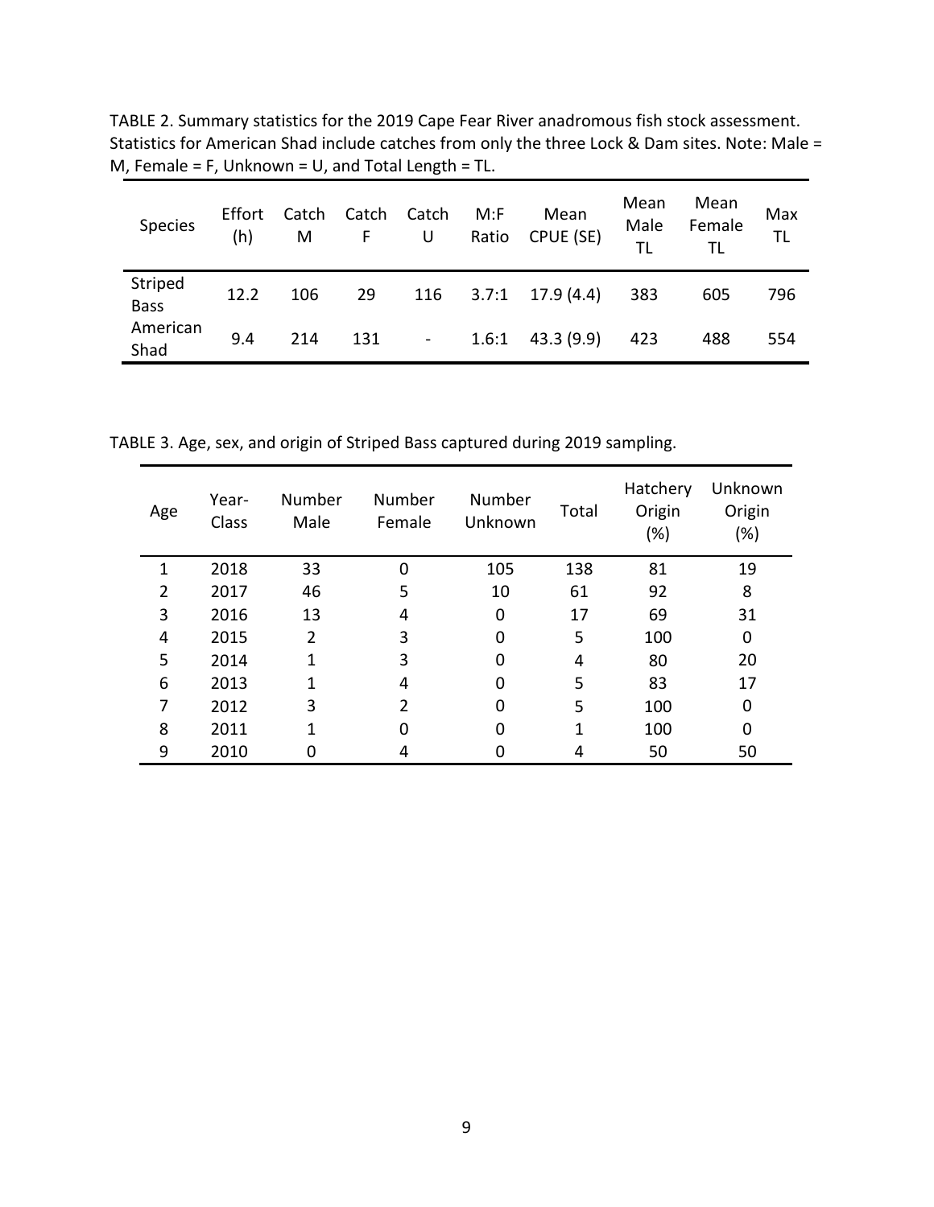TABLE 2. Summary statistics for the 2019 Cape Fear River anadromous fish stock assessment. Statistics for American Shad include catches from only the three Lock & Dam sites. Note: Male = M, Female = F, Unknown = U, and Total Length = TL.

| Species | Effort (h) | Catch M | Catch F | Catch U | M:F Ratio | Mean CPUE (SE) | Mean Male TL | Mean Female TL | Max TL |
|---|---|---|---|---|---|---|---|---|---|
| Striped Bass | 12.2 | 106 | 29 | 116 | 3.7:1 | 17.9 (4.4) | 383 | 605 | 796 |
| American Shad | 9.4 | 214 | 131 | - | 1.6:1 | 43.3 (9.9) | 423 | 488 | 554 |

TABLE 3. Age, sex, and origin of Striped Bass captured during 2019 sampling.

| Age | Year-Class | Number Male | Number Female | Number Unknown | Total | Hatchery Origin (%) | Unknown Origin (%) |
|---|---|---|---|---|---|---|---|
| 1 | 2018 | 33 | 0 | 105 | 138 | 81 | 19 |
| 2 | 2017 | 46 | 5 | 10 | 61 | 92 | 8 |
| 3 | 2016 | 13 | 4 | 0 | 17 | 69 | 31 |
| 4 | 2015 | 2 | 3 | 0 | 5 | 100 | 0 |
| 5 | 2014 | 1 | 3 | 0 | 4 | 80 | 20 |
| 6 | 2013 | 1 | 4 | 0 | 5 | 83 | 17 |
| 7 | 2012 | 3 | 2 | 0 | 5 | 100 | 0 |
| 8 | 2011 | 1 | 0 | 0 | 1 | 100 | 0 |
| 9 | 2010 | 0 | 4 | 0 | 4 | 50 | 50 |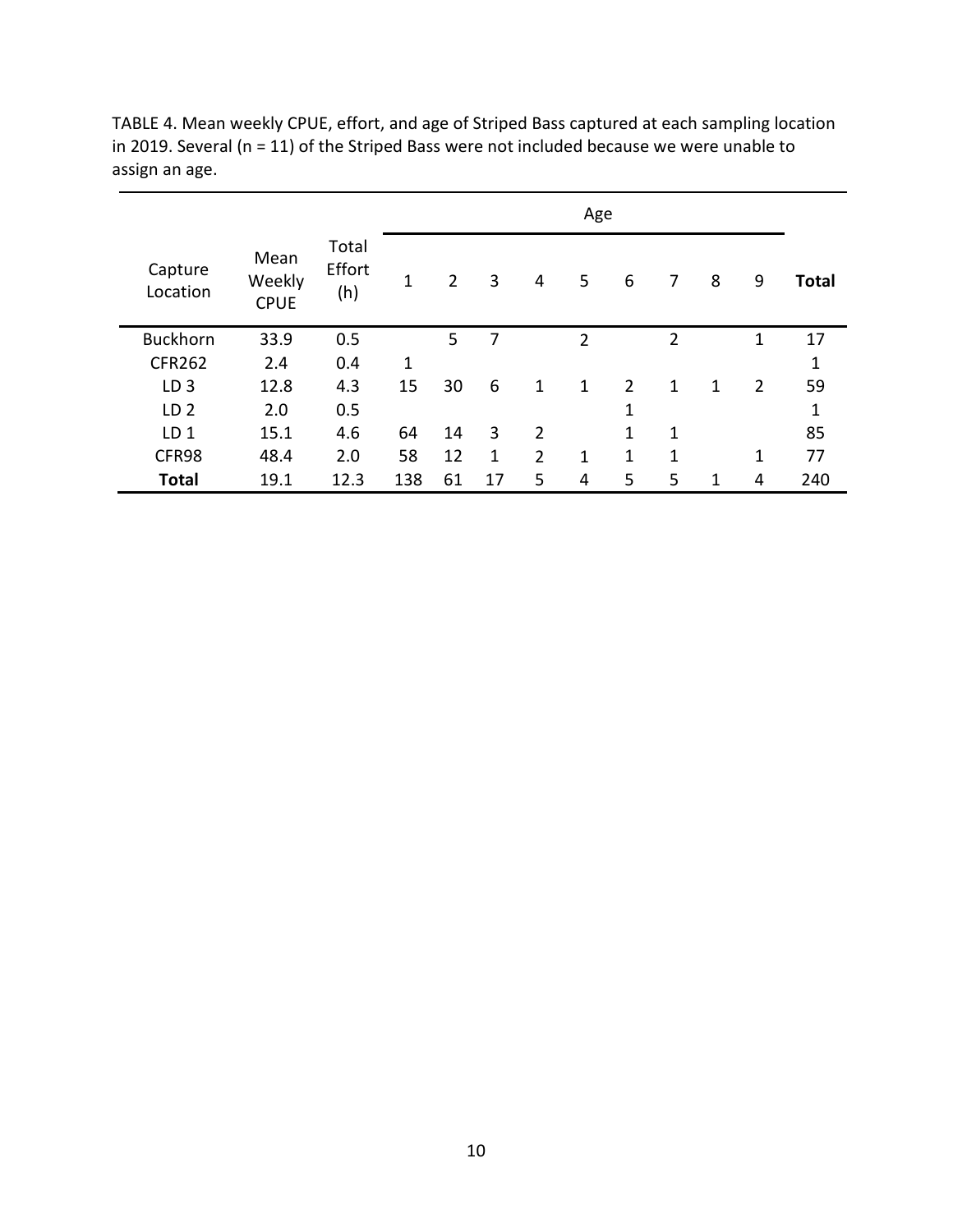TABLE 4. Mean weekly CPUE, effort, and age of Striped Bass captured at each sampling location in 2019. Several (n = 11) of the Striped Bass were not included because we were unable to assign an age.

| Capture Location | Mean Weekly CPUE | Total Effort (h) | Age | | | | | | | | | **Total** |
|---|---|---|---|---|---|---|---|---|---|---|---|---|
| | | | 1 | 2 | 3 | 4 | 5 | 6 | 7 | 8 | 9 | |
| Buckhorn | 33.9 | 0.5 | | 5 | 7 | | 2 | | 2 | | 1 | 17 |
| CFR262 | 2.4 | 0.4 | 1 | | | | | | | | | 1 |
| LD 3 | 12.8 | 4.3 | 15 | 30 | 6 | 1 | 1 | 2 | 1 | 1 | 2 | 59 |
| LD 2 | 2.0 | 0.5 | | | | | | 1 | | | | 1 |
| LD 1 | 15.1 | 4.6 | 64 | 14 | 3 | 2 | | 1 | 1 | | | 85 |
| CFR98 | 48.4 | 2.0 | 58 | 12 | 1 | 2 | 1 | 1 | 1 | | 1 | 77 |
| **Total** | 19.1 | 12.3 | 138 | 61 | 17 | 5 | 4 | 5 | 5 | 1 | 4 | 240 |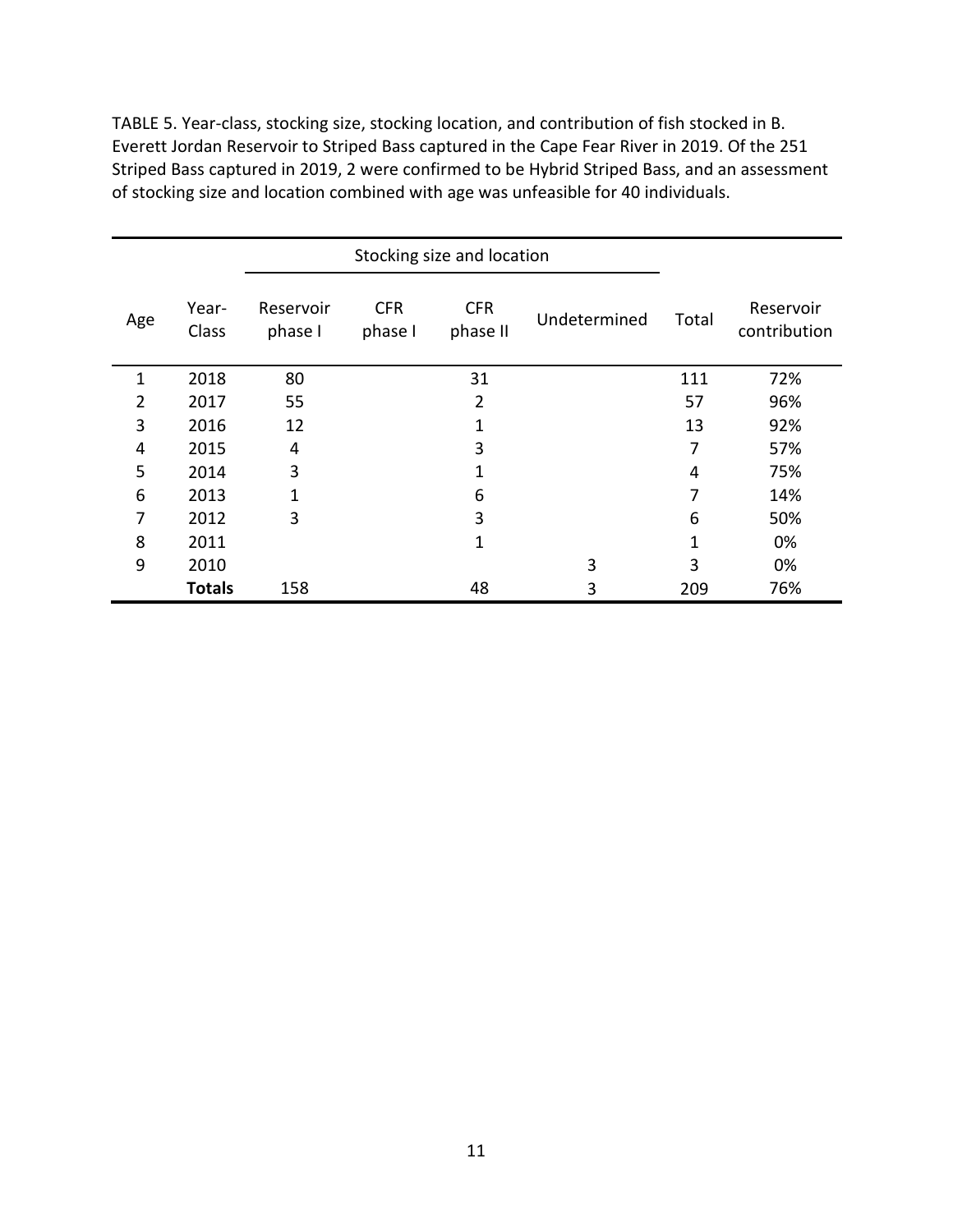TABLE 5. Year-class, stocking size, stocking location, and contribution of fish stocked in B. Everett Jordan Reservoir to Striped Bass captured in the Cape Fear River in 2019. Of the 251 Striped Bass captured in 2019, 2 were confirmed to be Hybrid Striped Bass, and an assessment of stocking size and location combined with age was unfeasible for 40 individuals.

| | | Stocking size and location | | | | | |
|---|---|---|---|---|---|---|---|
| Age | Year-Class | Reservoir phase I | CFR phase I | CFR phase II | Undetermined | Total | Reservoir contribution |
| 1 | 2018 | 80 | | 31 | | 111 | 72% |
| 2 | 2017 | 55 | | 2 | | 57 | 96% |
| 3 | 2016 | 12 | | 1 | | 13 | 92% |
| 4 | 2015 | 4 | | 3 | | 7 | 57% |
| 5 | 2014 | 3 | | 1 | | 4 | 75% |
| 6 | 2013 | 1 | | 6 | | 7 | 14% |
| 7 | 2012 | 3 | | 3 | | 6 | 50% |
| 8 | 2011 | | | 1 | | 1 | 0% |
| 9 | 2010 | | | | 3 | 3 | 0% |
| | **Totals** | 158 | | 48 | 3 | 209 | 76% |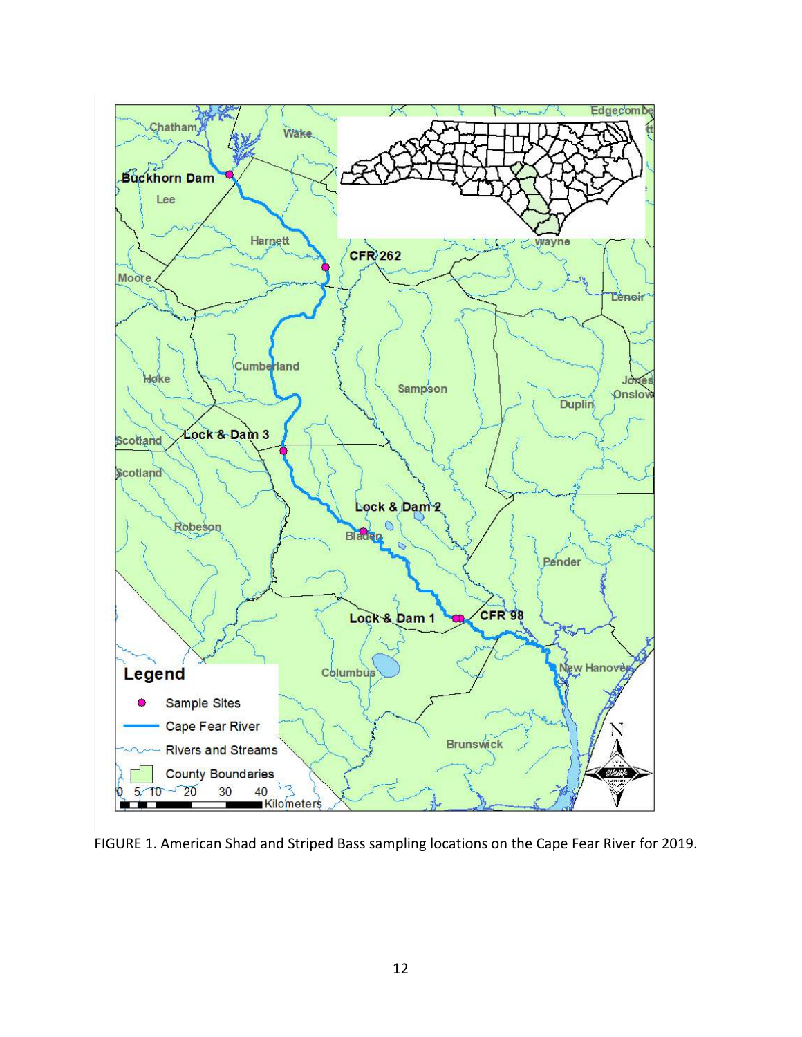FIGURE 1. American Shad and Striped Bass sampling locations on the Cape Fear River for 2019.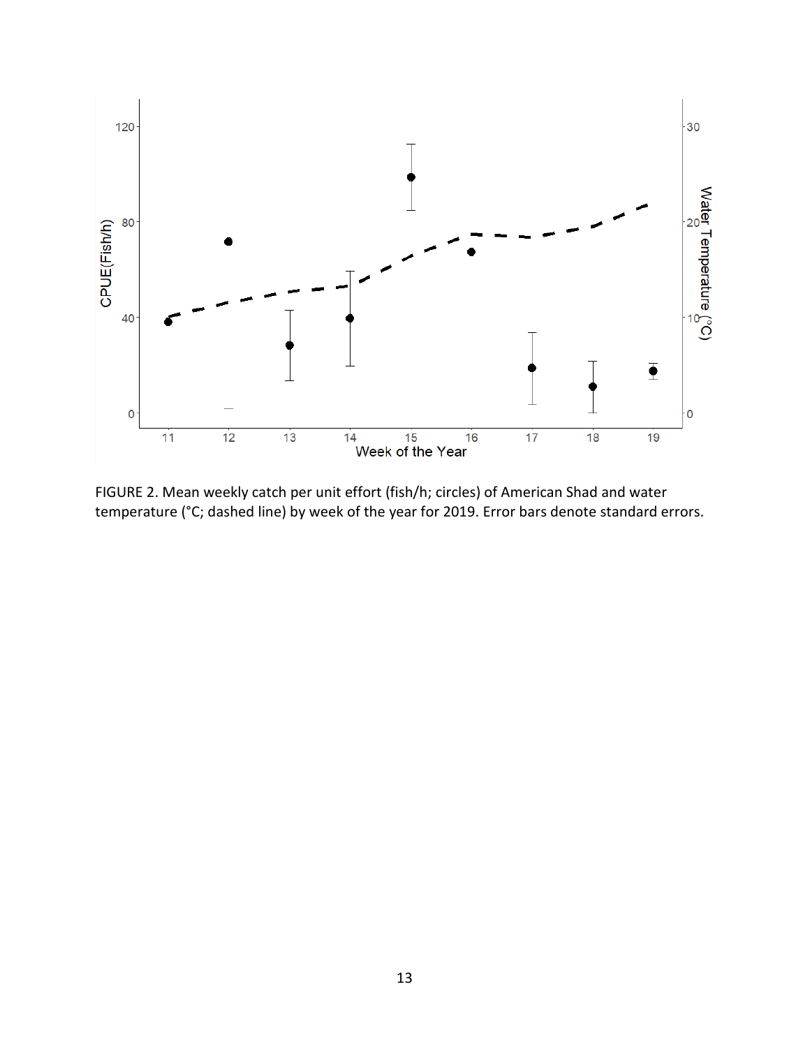FIGURE 2. Mean weekly catch per unit effort (fish/h; circles) of American Shad and water temperature (°C; dashed line) by week of the year for 2019. Error bars denote standard errors.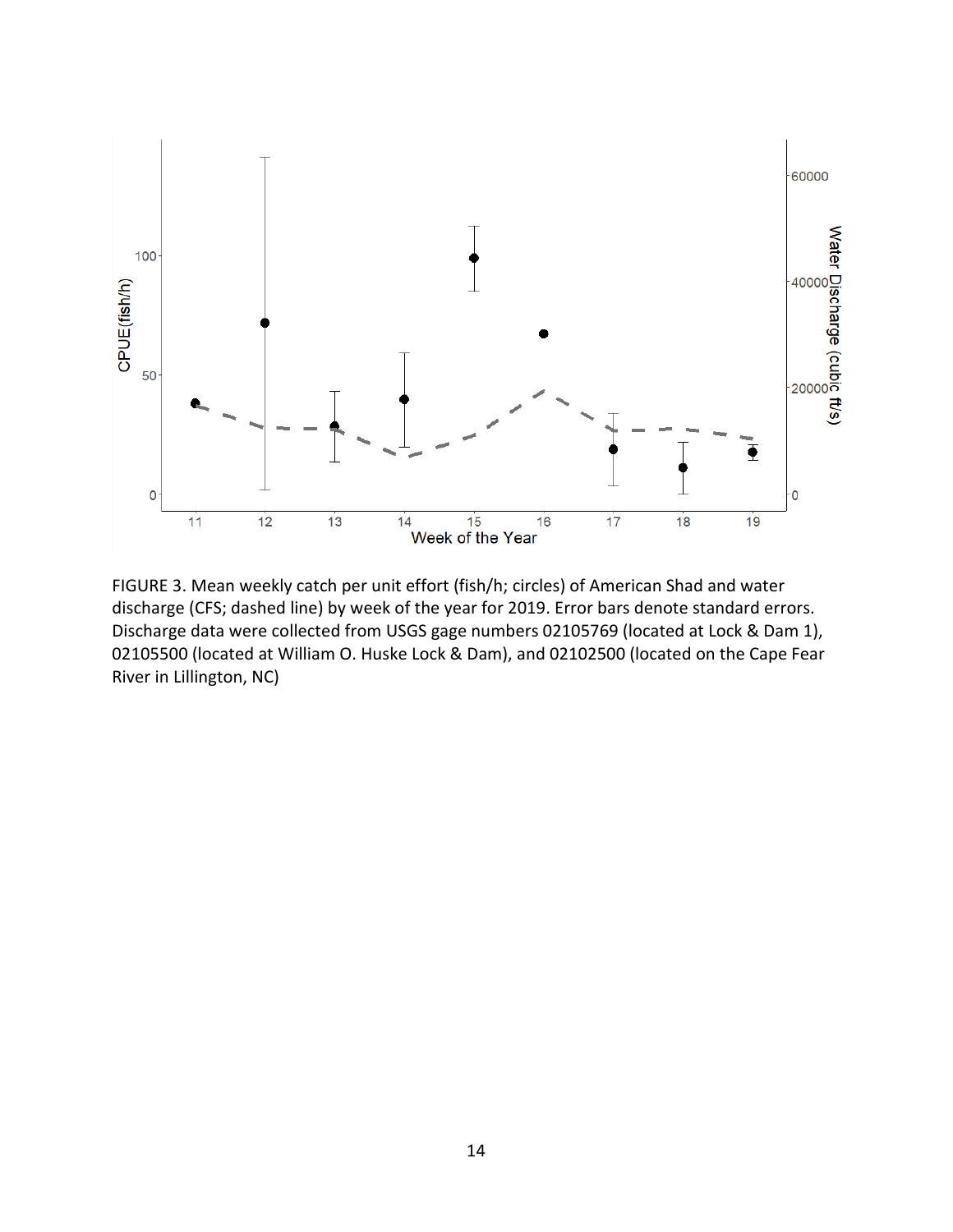FIGURE 3. Mean weekly catch per unit effort (fish/h; circles) of American Shad and water discharge (CFS; dashed line) by week of the year for 2019. Error bars denote standard errors. Discharge data were collected from USGS gage numbers 02105769 (located at Lock & Dam 1), 02105500 (located at William O. Huske Lock & Dam), and 02102500 (located on the Cape Fear River in Lillington, NC)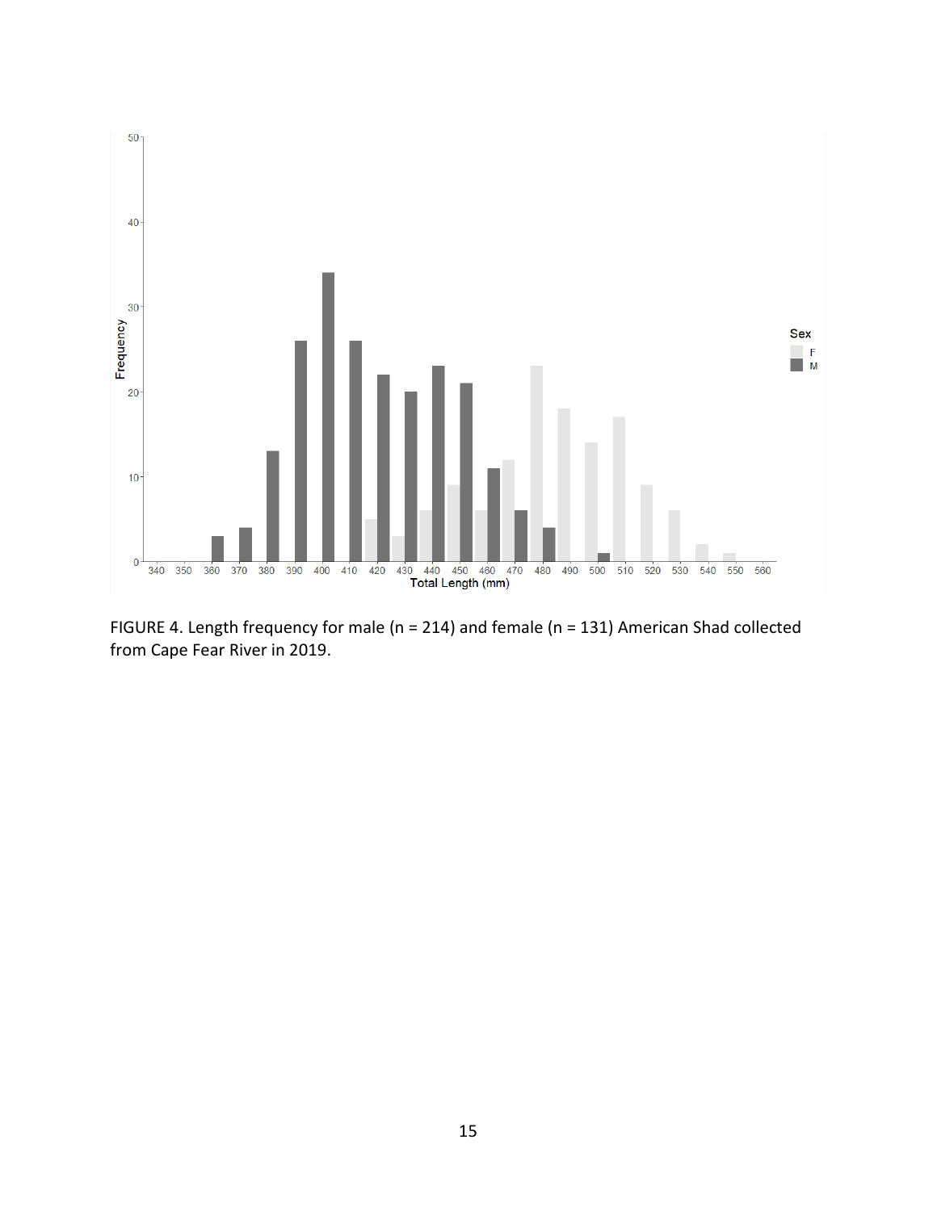FIGURE 4. Length frequency for male (n = 214) and female (n = 131) American Shad collected from Cape Fear River in 2019.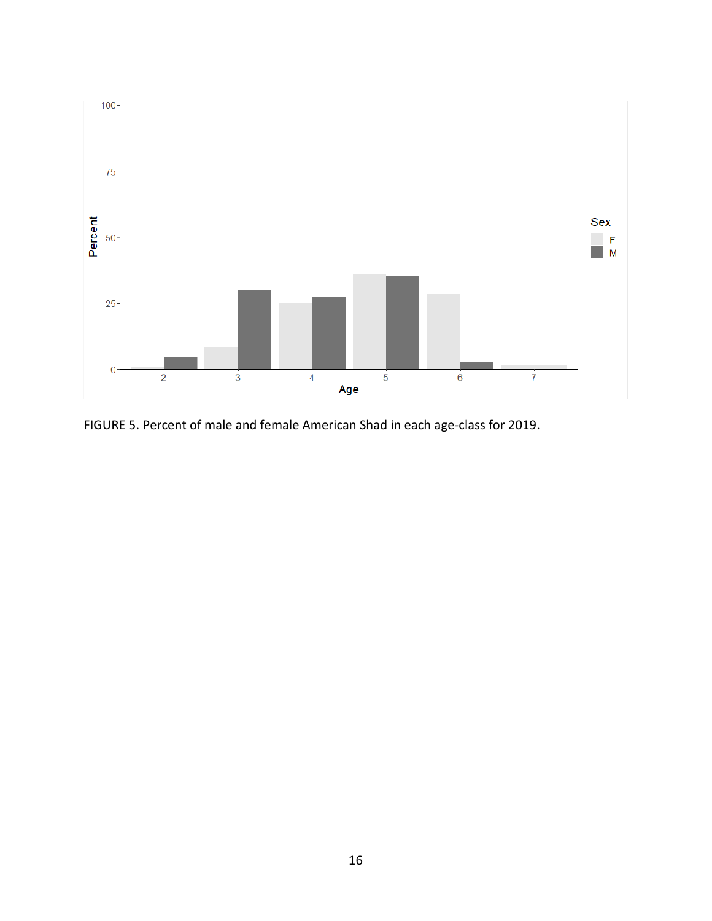FIGURE 5. Percent of male and female American Shad in each age-class for 2019.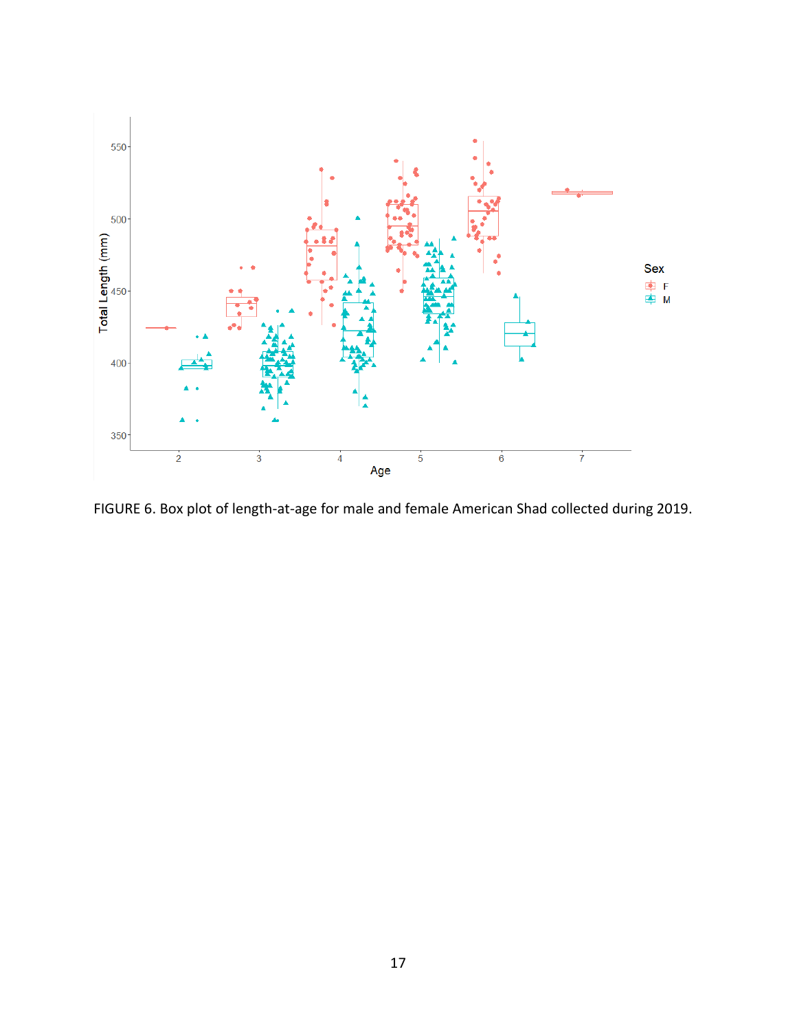FIGURE 6. Box plot of length-at-age for male and female American Shad collected during 2019.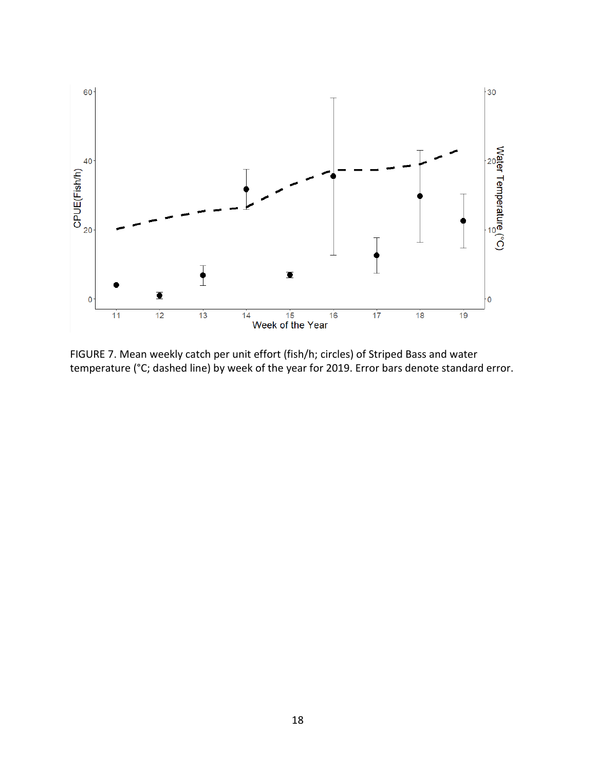FIGURE 7. Mean weekly catch per unit effort (fish/h; circles) of Striped Bass and water temperature (°C; dashed line) by week of the year for 2019. Error bars denote standard error.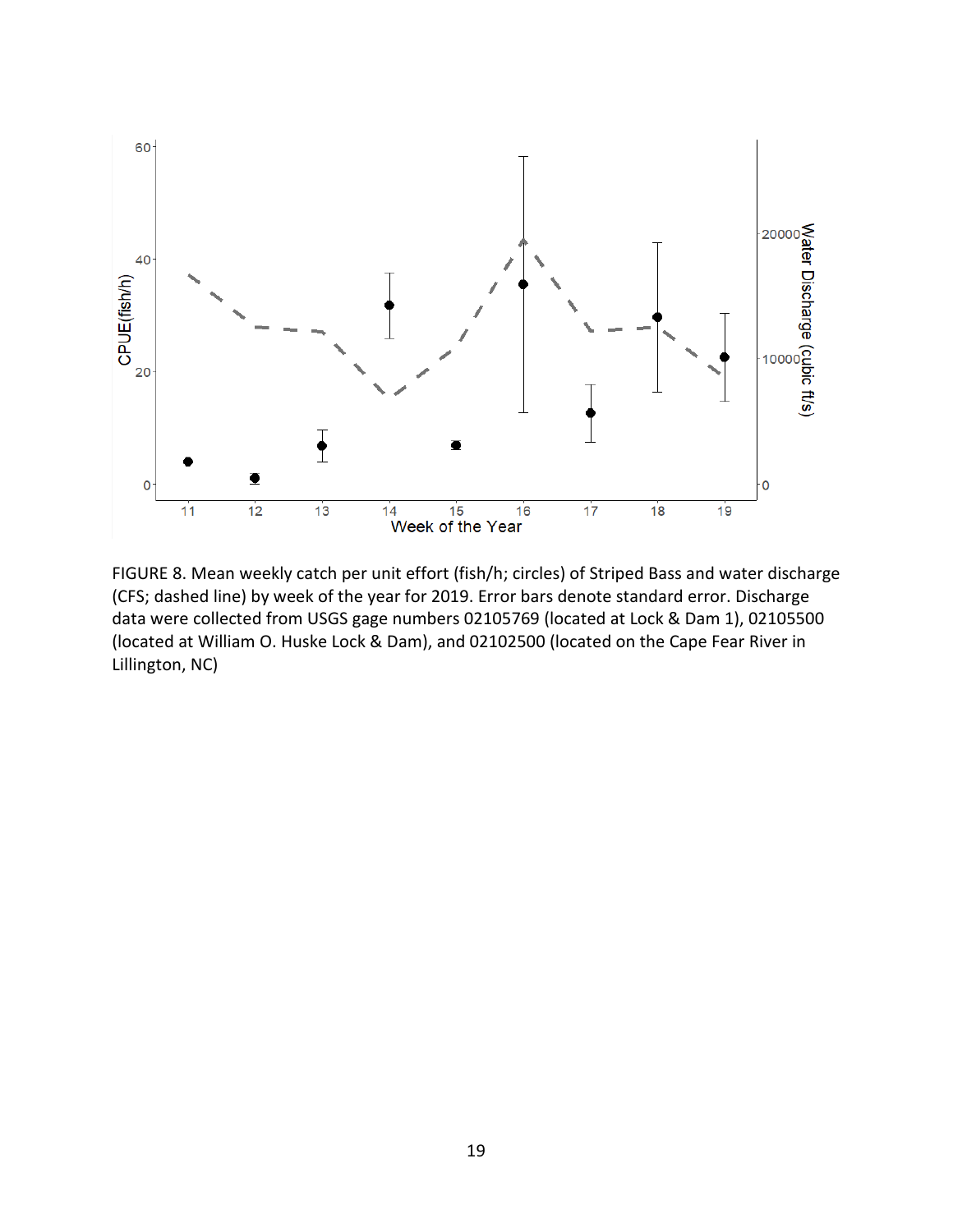FIGURE 8. Mean weekly catch per unit effort (fish/h; circles) of Striped Bass and water discharge (CFS; dashed line) by week of the year for 2019. Error bars denote standard error. Discharge data were collected from USGS gage numbers 02105769 (located at Lock & Dam 1), 02105500 (located at William O. Huske Lock & Dam), and 02102500 (located on the Cape Fear River in Lillington, NC)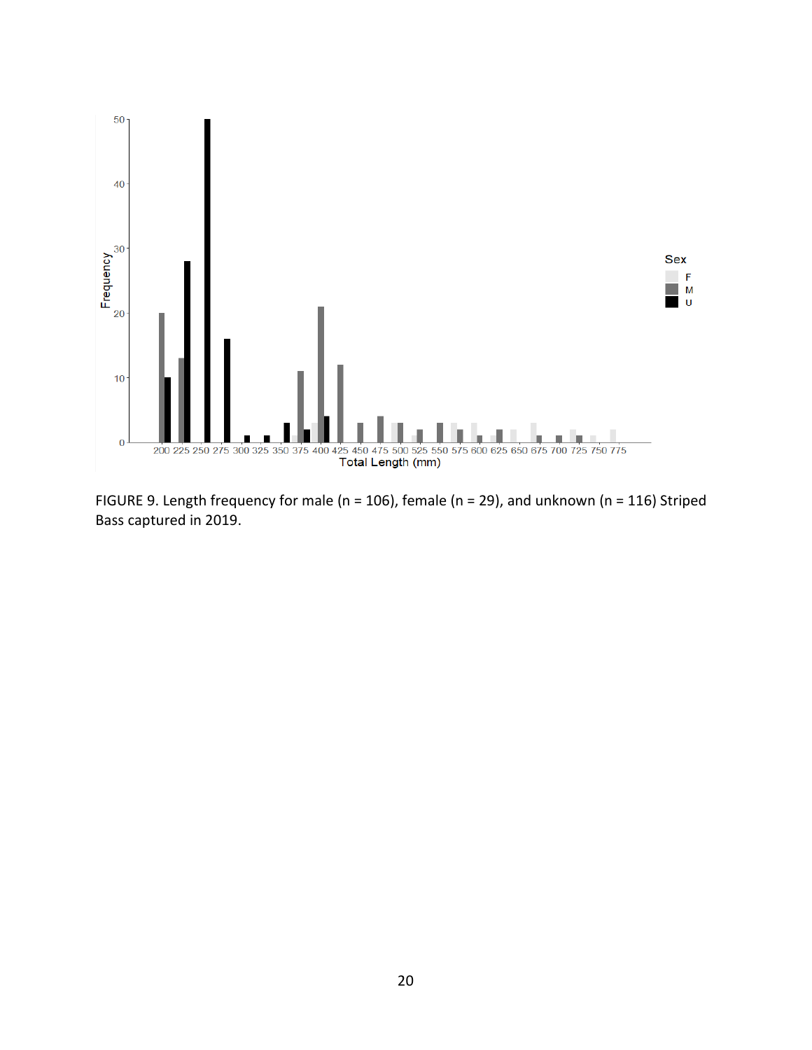FIGURE 9. Length frequency for male (n = 106), female (n = 29), and unknown (n = 116) Striped Bass captured in 2019.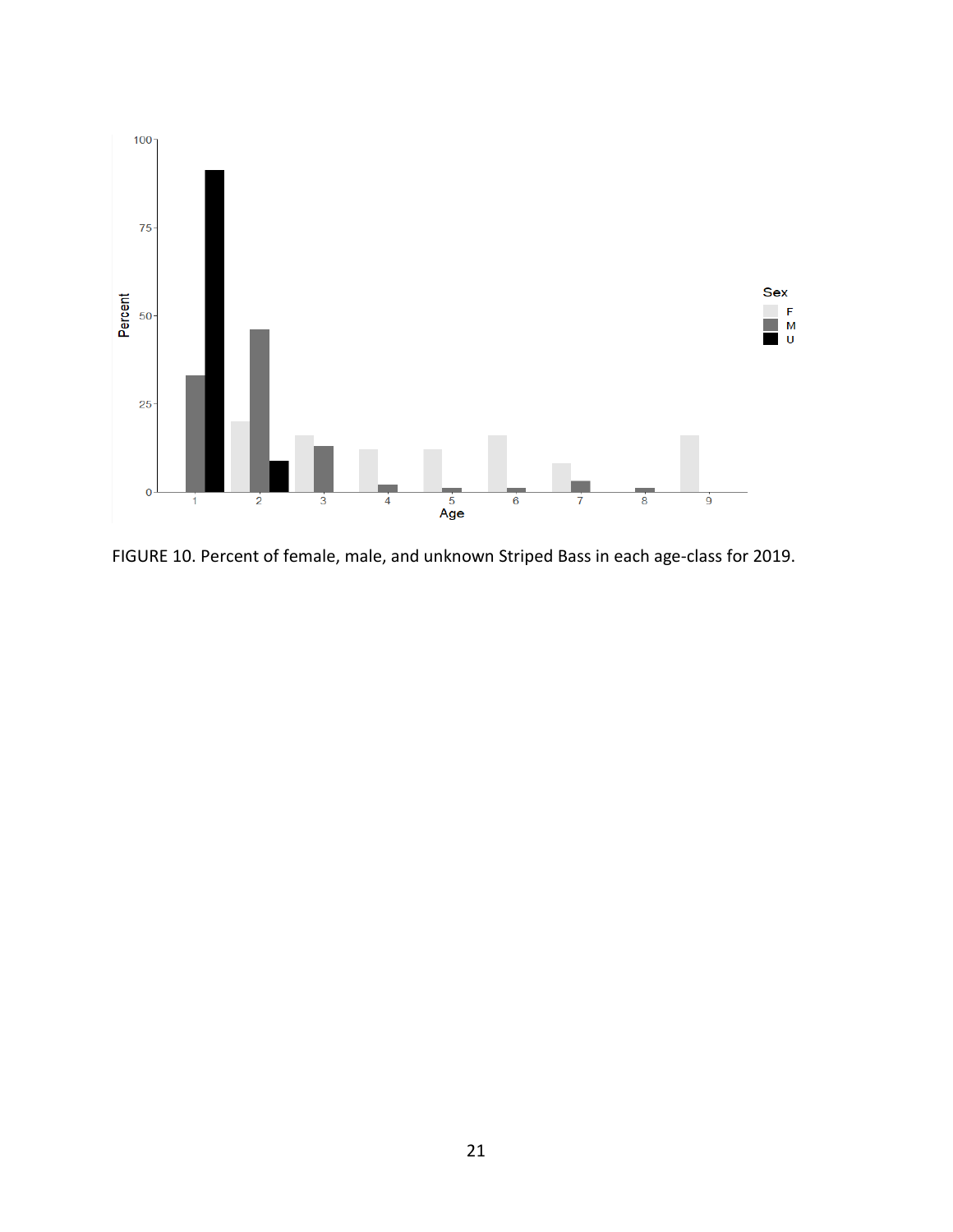FIGURE 10. Percent of female, male, and unknown Striped Bass in each age-class for 2019.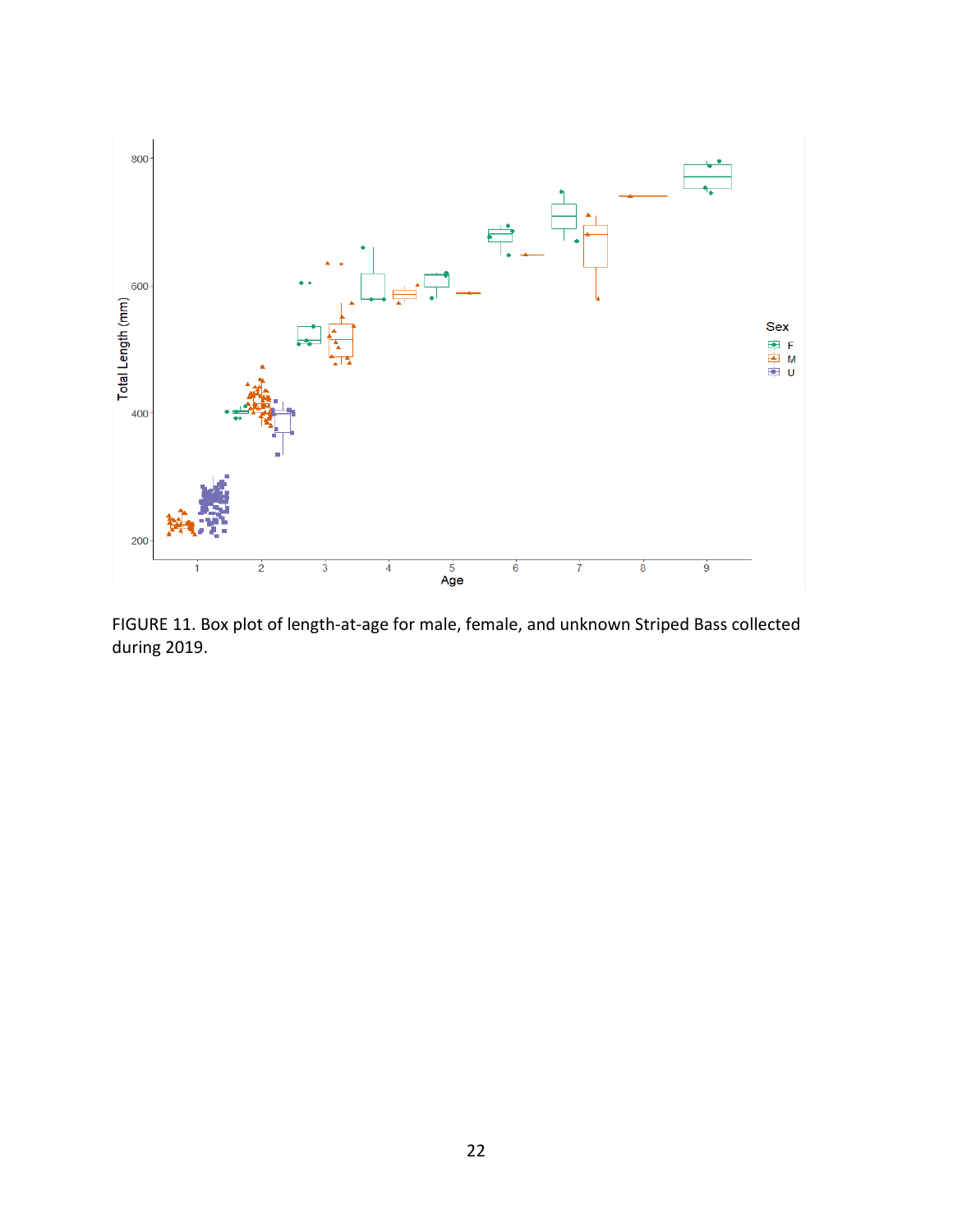FIGURE 11. Box plot of length-at-age for male, female, and unknown Striped Bass collected during 2019.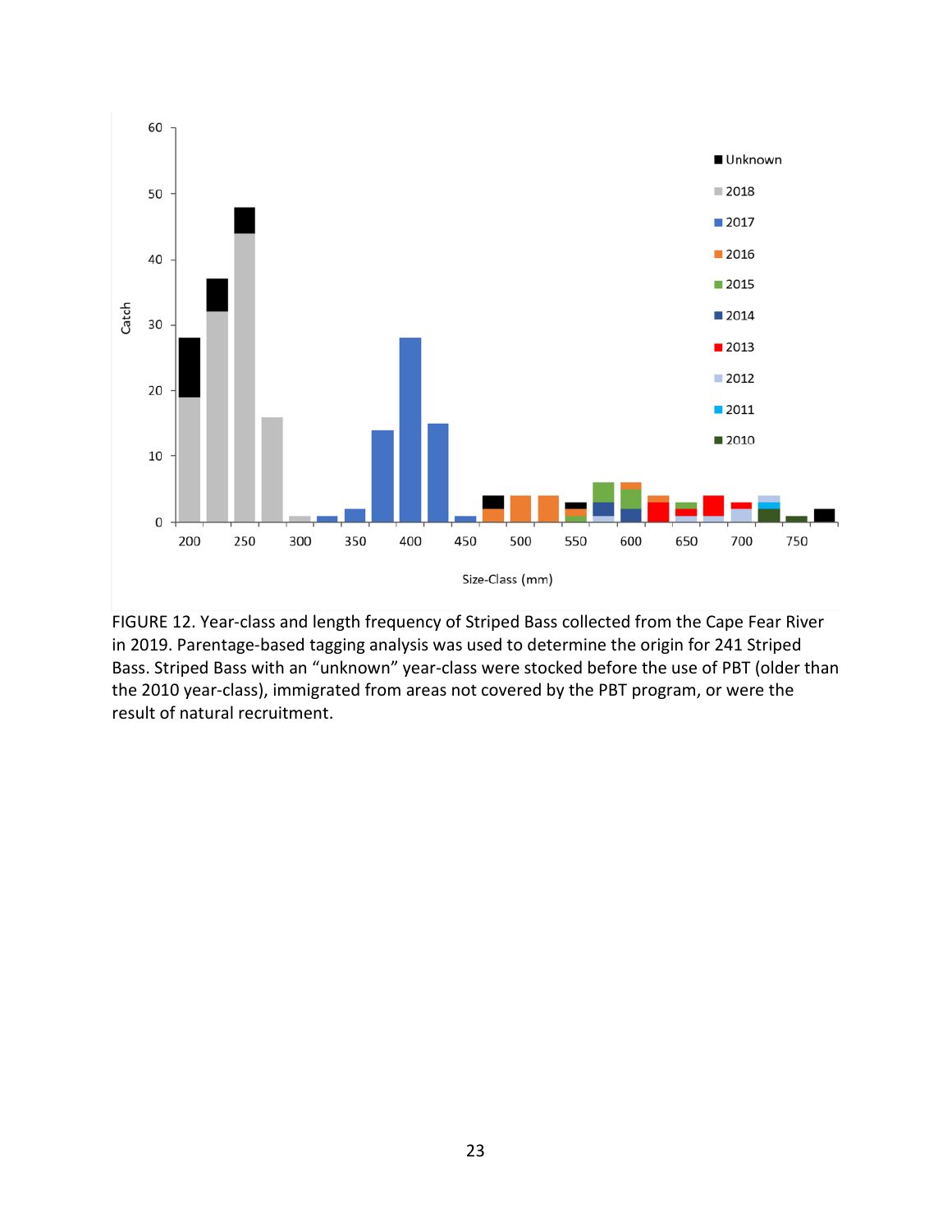60

50

40

30

20

10

0

Catch

200 250 300 350 400 450 500 550 600 650 700 750

Size-Class (mm)

Unknown
2018
2017
2016
2015
2014
2013
2012
2011
2010

FIGURE 12. Year-class and length frequency of Striped Bass collected from the Cape Fear River in 2019. Parentage-based tagging analysis was used to determine the origin for 241 Striped Bass. Striped Bass with an "unknown" year-class were stocked before the use of PBT (older than the 2010 year-class), immigrated from areas not covered by the PBT program, or were the result of natural recruitment.